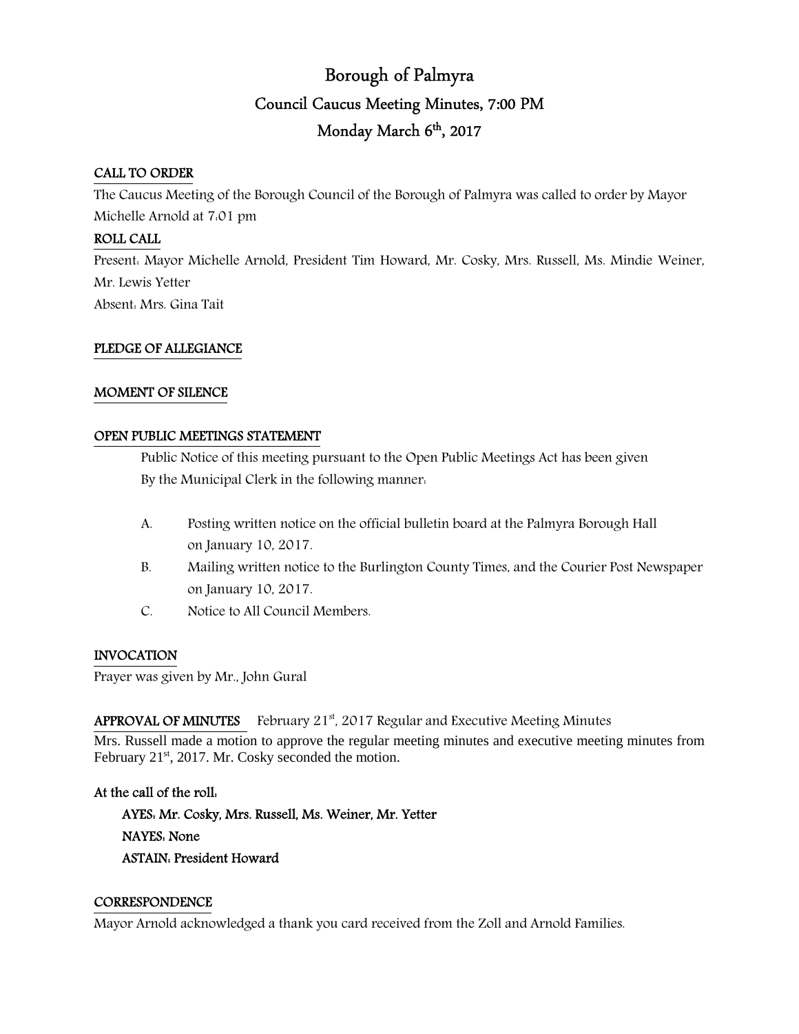# Borough of Palmyra

## Council Caucus Meeting Minutes, 7:00 PM

## Monday March 6th, 2017

**CALL TO ORDER**

The Caucus Meeting of the Borough Council of the Borough of Palmyra was called to order by Mayor Michelle Arnold at 7:01 pm

**ROLL CALL**

Present: Mayor Michelle Arnold, President Tim Howard, Mr. Cosky, Mrs. Russell, Ms. Mindie Weiner, Mr. Lewis Yetter

Absent: Mrs. Gina Tait

**PLEDGE OF ALLEGIANCE**

**MOMENT OF SILENCE**

**OPEN PUBLIC MEETINGS STATEMENT**

Public Notice of this meeting pursuant to the Open Public Meetings Act has been given By the Municipal Clerk in the following manner:

A. Posting written notice on the official bulletin board at the Palmyra Borough Hall on January 10, 2017.

B. Mailing written notice to the Burlington County Times, and the Courier Post Newspaper on January 10, 2017.

C. Notice to All Council Members.

**INVOCATION**

Prayer was given by Mr., John Gural

**APPROVAL OF MINUTES** February 21st, 2017 Regular and Executive Meeting Minutes

Mrs. Russell made a motion to approve the regular meeting minutes and executive meeting minutes from February 21st, 2017. Mr. Cosky seconded the motion.

**At the call of the roll:**

**AYES: Mr. Cosky, Mrs. Russell, Ms. Weiner, Mr. Yetter**

**NAYES: None**

**ASTAIN: President Howard**

**CORRESPONDENCE**

Mayor Arnold acknowledged a thank you card received from the Zoll and Arnold Families.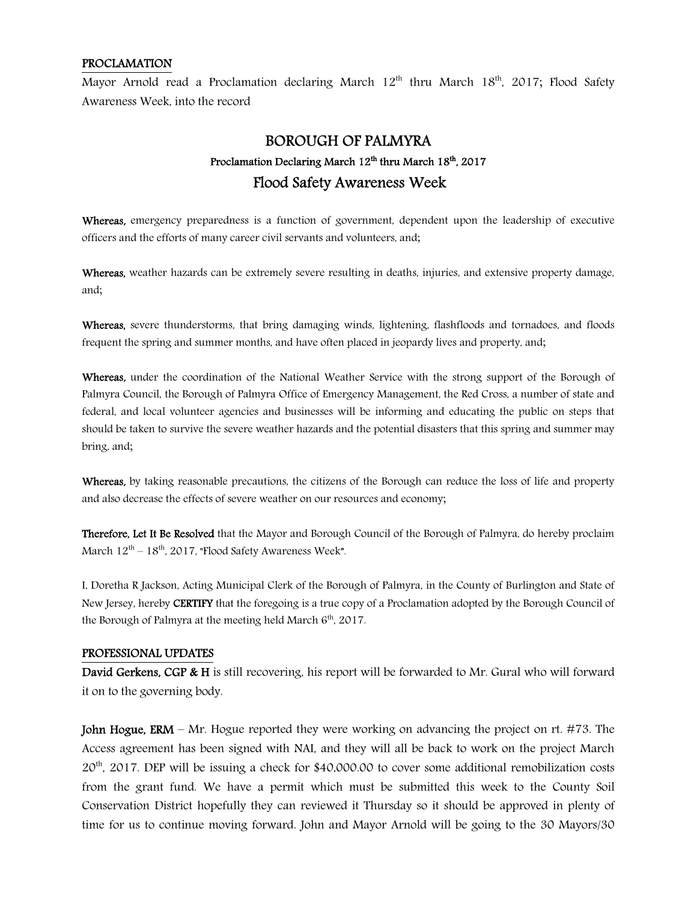**PROCLAMATION**

Mayor Arnold read a Proclamation declaring March 12th thru March 18th, 2017; Flood Safety Awareness Week, into the record

## BOROUGH OF PALMYRA

### Proclamation Declaring March 12th thru March 18th, 2017

## Flood Safety Awareness Week

**Whereas,** emergency preparedness is a function of government, dependent upon the leadership of executive officers and the efforts of many career civil servants and volunteers, and;

**Whereas,** weather hazards can be extremely severe resulting in deaths, injuries, and extensive property damage, and;

**Whereas,** severe thunderstorms, that bring damaging winds, lightening, flashfloods and tornadoes, and floods frequent the spring and summer months, and have often placed in jeopardy lives and property, and;

**Whereas,** under the coordination of the National Weather Service with the strong support of the Borough of Palmyra Council, the Borough of Palmyra Office of Emergency Management, the Red Cross, a number of state and federal, and local volunteer agencies and businesses will be informing and educating the public on steps that should be taken to survive the severe weather hazards and the potential disasters that this spring and summer may bring, and;

**Whereas,** by taking reasonable precautions, the citizens of the Borough can reduce the loss of life and property and also decrease the effects of severe weather on our resources and economy;

**Therefore, Let It Be Resolved** that the Mayor and Borough Council of the Borough of Palmyra, do hereby proclaim March 12th – 18th, 2017, "Flood Safety Awareness Week".

I, Doretha R Jackson, Acting Municipal Clerk of the Borough of Palmyra, in the County of Burlington and State of New Jersey, hereby **CERTIFY** that the foregoing is a true copy of a Proclamation adopted by the Borough Council of the Borough of Palmyra at the meeting held March 6th, 2017.

**PROFESSIONAL UPDATES**

**David Gerkens, CGP & H** is still recovering, his report will be forwarded to Mr. Gural who will forward it on to the governing body.

**John Hogue, ERM** – Mr. Hogue reported they were working on advancing the project on rt. #73. The Access agreement has been signed with NAI, and they will all be back to work on the project March 20th, 2017. DEP will be issuing a check for $40,000.00 to cover some additional remobilization costs from the grant fund. We have a permit which must be submitted this week to the County Soil Conservation District hopefully they can reviewed it Thursday so it should be approved in plenty of time for us to continue moving forward. John and Mayor Arnold will be going to the 30 Mayors/30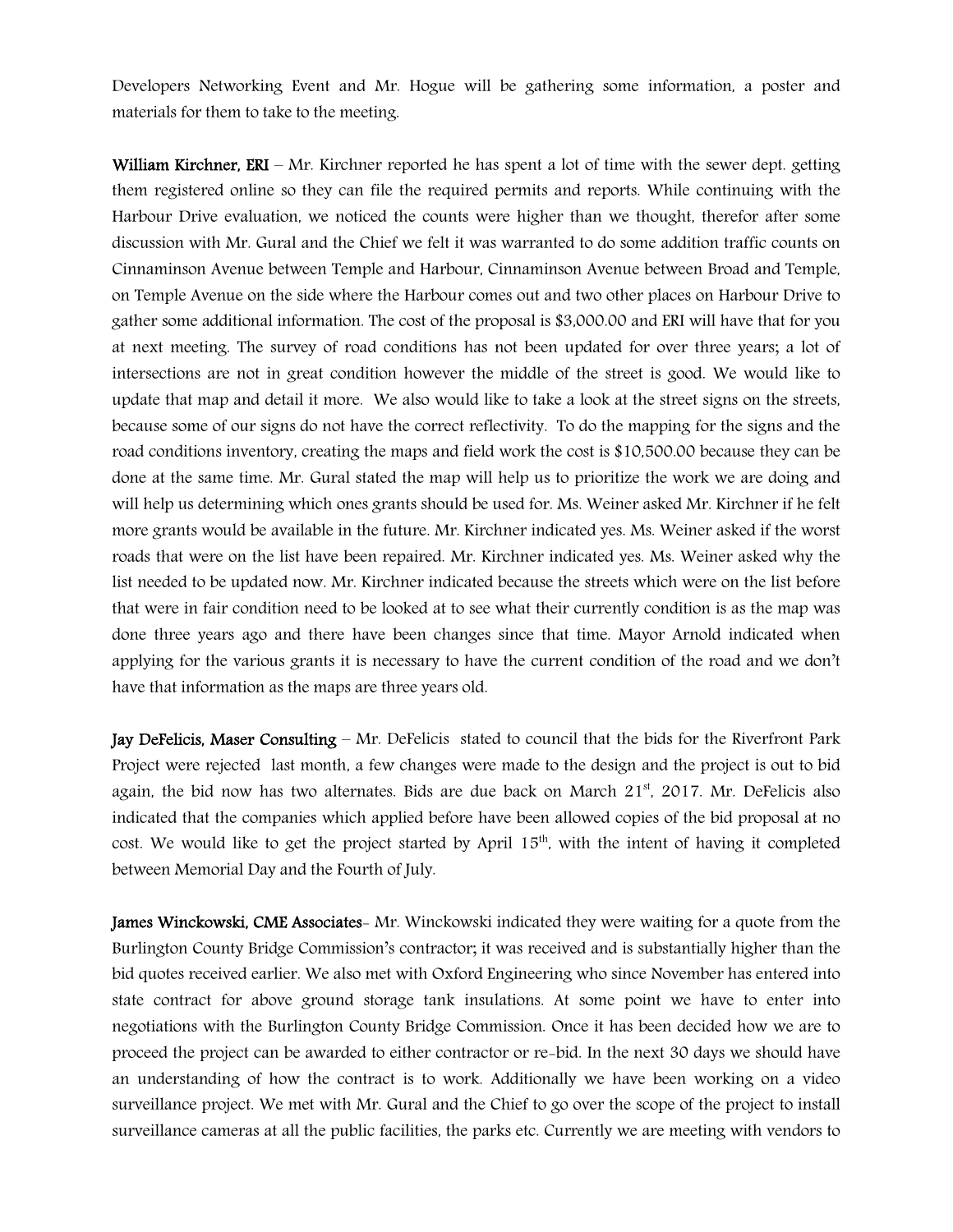Developers Networking Event and Mr. Hogue will be gathering some information, a poster and materials for them to take to the meeting.

**William Kirchner, ERI** – Mr. Kirchner reported he has spent a lot of time with the sewer dept. getting them registered online so they can file the required permits and reports. While continuing with the Harbour Drive evaluation, we noticed the counts were higher than we thought, therefor after some discussion with Mr. Gural and the Chief we felt it was warranted to do some addition traffic counts on Cinnaminson Avenue between Temple and Harbour, Cinnaminson Avenue between Broad and Temple, on Temple Avenue on the side where the Harbour comes out and two other places on Harbour Drive to gather some additional information. The cost of the proposal is $3,000.00 and ERI will have that for you at next meeting. The survey of road conditions has not been updated for over three years; a lot of intersections are not in great condition however the middle of the street is good. We would like to update that map and detail it more. We also would like to take a look at the street signs on the streets, because some of our signs do not have the correct reflectivity. To do the mapping for the signs and the road conditions inventory, creating the maps and field work the cost is $10,500.00 because they can be done at the same time. Mr. Gural stated the map will help us to prioritize the work we are doing and will help us determining which ones grants should be used for. Ms. Weiner asked Mr. Kirchner if he felt more grants would be available in the future. Mr. Kirchner indicated yes. Ms. Weiner asked if the worst roads that were on the list have been repaired. Mr. Kirchner indicated yes. Ms. Weiner asked why the list needed to be updated now. Mr. Kirchner indicated because the streets which were on the list before that were in fair condition need to be looked at to see what their currently condition is as the map was done three years ago and there have been changes since that time. Mayor Arnold indicated when applying for the various grants it is necessary to have the current condition of the road and we don't have that information as the maps are three years old.

**Jay DeFelicis, Maser Consulting** – Mr. DeFelicis stated to council that the bids for the Riverfront Park Project were rejected last month, a few changes were made to the design and the project is out to bid again, the bid now has two alternates. Bids are due back on March 21st, 2017. Mr. DeFelicis also indicated that the companies which applied before have been allowed copies of the bid proposal at no cost. We would like to get the project started by April 15th, with the intent of having it completed between Memorial Day and the Fourth of July.

**James Winckowski, CME Associates**- Mr. Winckowski indicated they were waiting for a quote from the Burlington County Bridge Commission's contractor; it was received and is substantially higher than the bid quotes received earlier. We also met with Oxford Engineering who since November has entered into state contract for above ground storage tank insulations. At some point we have to enter into negotiations with the Burlington County Bridge Commission. Once it has been decided how we are to proceed the project can be awarded to either contractor or re-bid. In the next 30 days we should have an understanding of how the contract is to work. Additionally we have been working on a video surveillance project. We met with Mr. Gural and the Chief to go over the scope of the project to install surveillance cameras at all the public facilities, the parks etc. Currently we are meeting with vendors to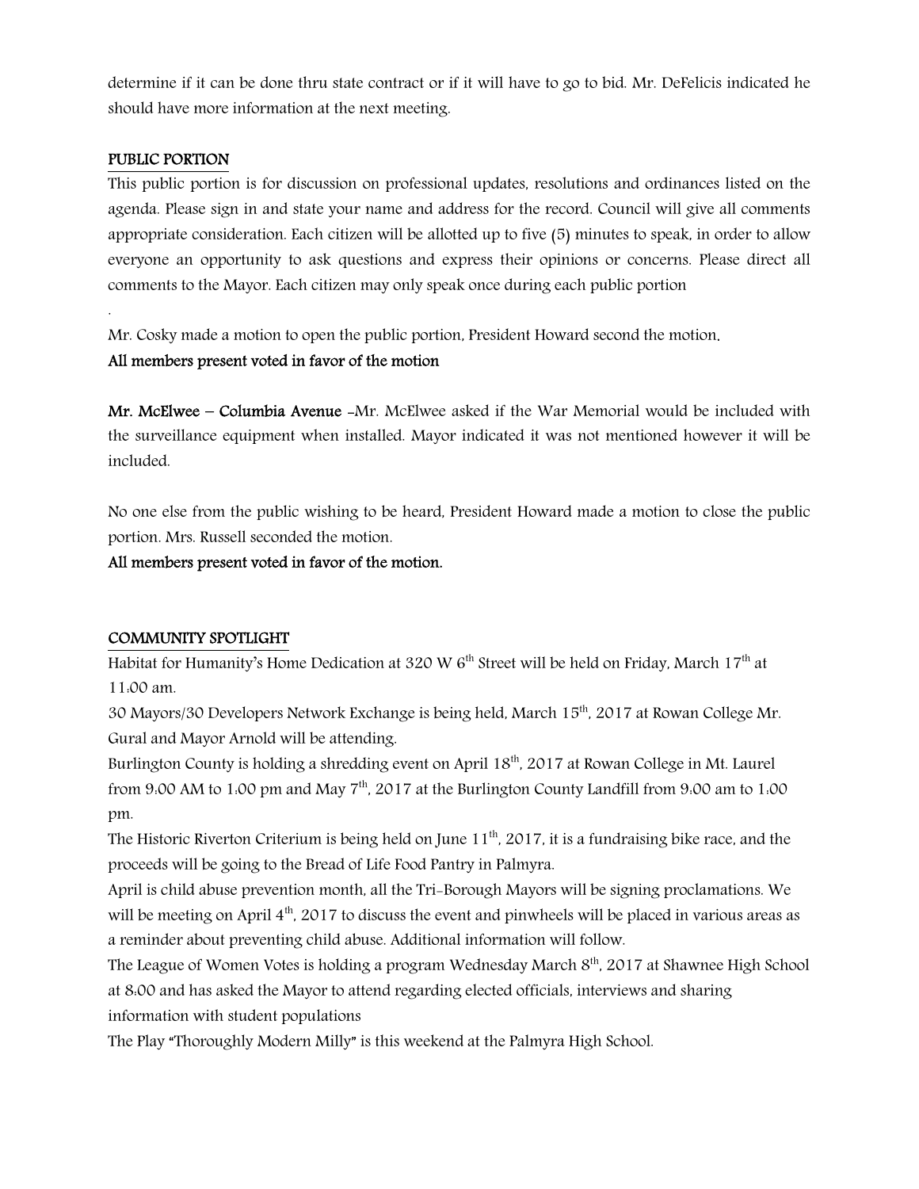determine if it can be done thru state contract or if it will have to go to bid. Mr. DeFelicis indicated he should have more information at the next meeting.

## PUBLIC PORTION

This public portion is for discussion on professional updates, resolutions and ordinances listed on the agenda. Please sign in and state your name and address for the record. Council will give all comments appropriate consideration. Each citizen will be allotted up to five (5) minutes to speak, in order to allow everyone an opportunity to ask questions and express their opinions or concerns. Please direct all comments to the Mayor. Each citizen may only speak once during each public portion

.

Mr. Cosky made a motion to open the public portion, President Howard second the motion.

**All members present voted in favor of the motion**

**Mr. McElwee – Columbia Avenue** -Mr. McElwee asked if the War Memorial would be included with the surveillance equipment when installed. Mayor indicated it was not mentioned however it will be included.

No one else from the public wishing to be heard, President Howard made a motion to close the public portion. Mrs. Russell seconded the motion.

**All members present voted in favor of the motion.**

## COMMUNITY SPOTLIGHT

Habitat for Humanity's Home Dedication at 320 W 6th Street will be held on Friday, March 17th at 11:00 am.

30 Mayors/30 Developers Network Exchange is being held, March 15th, 2017 at Rowan College Mr. Gural and Mayor Arnold will be attending.

Burlington County is holding a shredding event on April 18th, 2017 at Rowan College in Mt. Laurel from 9:00 AM to 1:00 pm and May 7th, 2017 at the Burlington County Landfill from 9:00 am to 1:00 pm.

The Historic Riverton Criterium is being held on June 11th, 2017, it is a fundraising bike race, and the proceeds will be going to the Bread of Life Food Pantry in Palmyra.

April is child abuse prevention month, all the Tri-Borough Mayors will be signing proclamations. We will be meeting on April 4th, 2017 to discuss the event and pinwheels will be placed in various areas as a reminder about preventing child abuse. Additional information will follow.

The League of Women Votes is holding a program Wednesday March 8th, 2017 at Shawnee High School at 8:00 and has asked the Mayor to attend regarding elected officials, interviews and sharing information with student populations

The Play "Thoroughly Modern Milly" is this weekend at the Palmyra High School.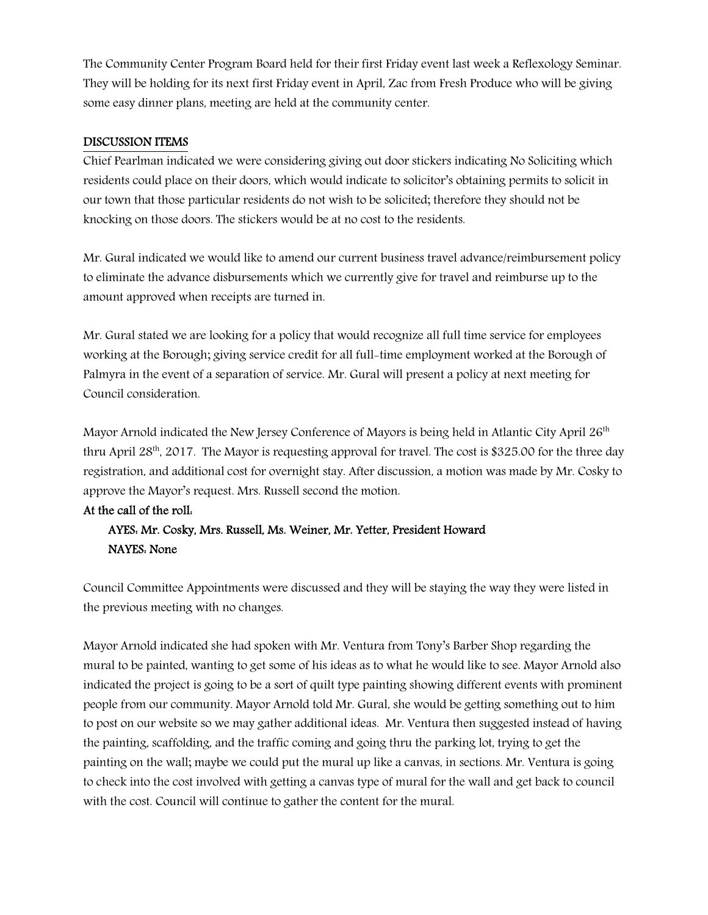The Community Center Program Board held for their first Friday event last week a Reflexology Seminar. They will be holding for its next first Friday event in April, Zac from Fresh Produce who will be giving some easy dinner plans, meeting are held at the community center.

## DISCUSSION ITEMS

Chief Pearlman indicated we were considering giving out door stickers indicating No Soliciting which residents could place on their doors, which would indicate to solicitor's obtaining permits to solicit in our town that those particular residents do not wish to be solicited; therefore they should not be knocking on those doors. The stickers would be at no cost to the residents.

Mr. Gural indicated we would like to amend our current business travel advance/reimbursement policy to eliminate the advance disbursements which we currently give for travel and reimburse up to the amount approved when receipts are turned in.

Mr. Gural stated we are looking for a policy that would recognize all full time service for employees working at the Borough; giving service credit for all full-time employment worked at the Borough of Palmyra in the event of a separation of service. Mr. Gural will present a policy at next meeting for Council consideration.

Mayor Arnold indicated the New Jersey Conference of Mayors is being held in Atlantic City April 26th thru April 28th, 2017. The Mayor is requesting approval for travel. The cost is $325.00 for the three day registration, and additional cost for overnight stay. After discussion, a motion was made by Mr. Cosky to approve the Mayor's request. Mrs. Russell second the motion.

**At the call of the roll:**

**AYES: Mr. Cosky, Mrs. Russell, Ms. Weiner, Mr. Yetter, President Howard**
**NAYES: None**

Council Committee Appointments were discussed and they will be staying the way they were listed in the previous meeting with no changes.

Mayor Arnold indicated she had spoken with Mr. Ventura from Tony's Barber Shop regarding the mural to be painted, wanting to get some of his ideas as to what he would like to see. Mayor Arnold also indicated the project is going to be a sort of quilt type painting showing different events with prominent people from our community. Mayor Arnold told Mr. Gural, she would be getting something out to him to post on our website so we may gather additional ideas. Mr. Ventura then suggested instead of having the painting, scaffolding, and the traffic coming and going thru the parking lot, trying to get the painting on the wall; maybe we could put the mural up like a canvas, in sections. Mr. Ventura is going to check into the cost involved with getting a canvas type of mural for the wall and get back to council with the cost. Council will continue to gather the content for the mural.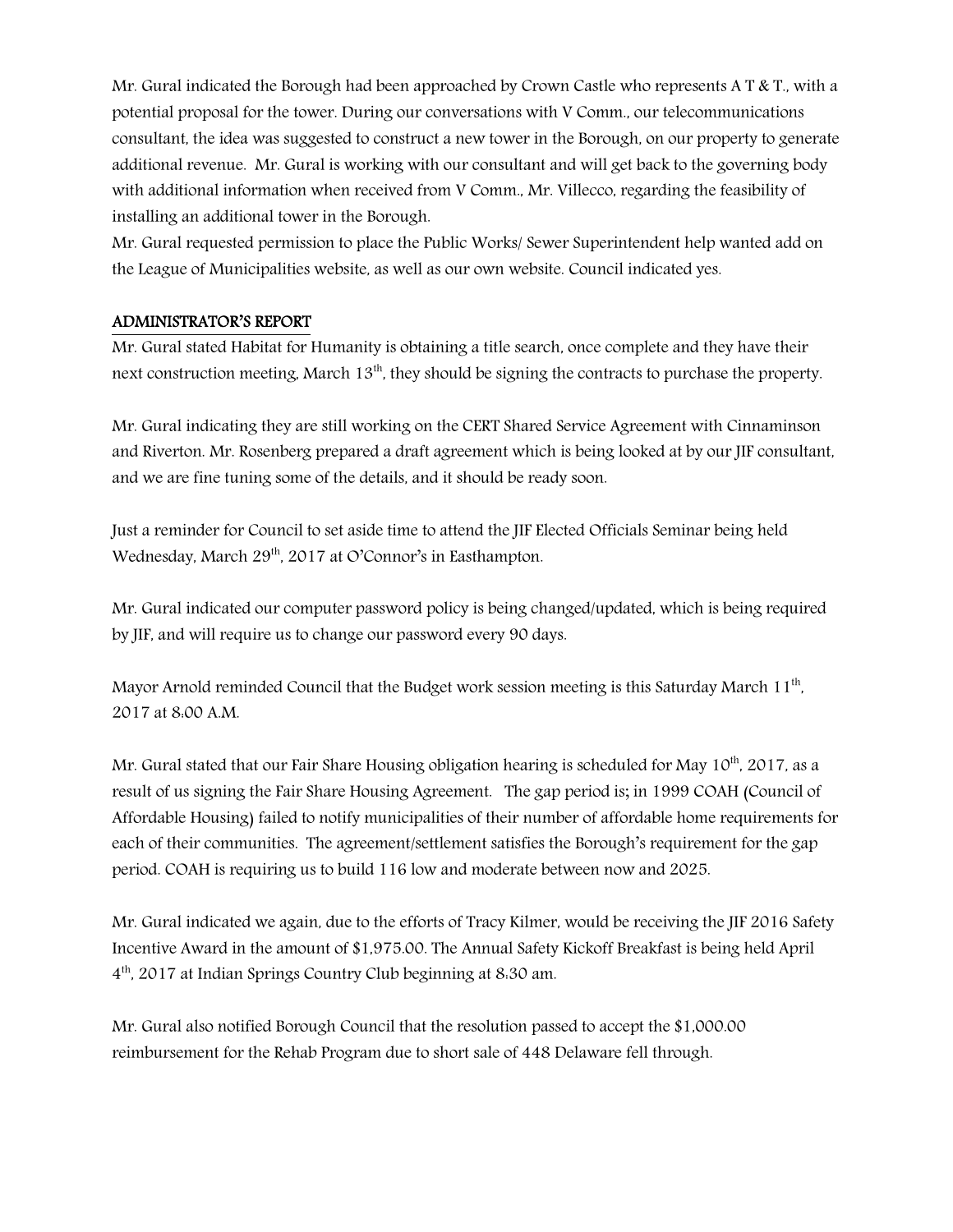Mr. Gural indicated the Borough had been approached by Crown Castle who represents A T & T., with a potential proposal for the tower. During our conversations with V Comm., our telecommunications consultant, the idea was suggested to construct a new tower in the Borough, on our property to generate additional revenue. Mr. Gural is working with our consultant and will get back to the governing body with additional information when received from V Comm., Mr. Villecco, regarding the feasibility of installing an additional tower in the Borough.

Mr. Gural requested permission to place the Public Works/ Sewer Superintendent help wanted add on the League of Municipalities website, as well as our own website. Council indicated yes.

## ADMINISTRATOR'S REPORT

Mr. Gural stated Habitat for Humanity is obtaining a title search, once complete and they have their next construction meeting, March 13th, they should be signing the contracts to purchase the property.

Mr. Gural indicating they are still working on the CERT Shared Service Agreement with Cinnaminson and Riverton. Mr. Rosenberg prepared a draft agreement which is being looked at by our JIF consultant, and we are fine tuning some of the details, and it should be ready soon.

Just a reminder for Council to set aside time to attend the JIF Elected Officials Seminar being held Wednesday, March 29th, 2017 at O'Connor's in Easthampton.

Mr. Gural indicated our computer password policy is being changed/updated, which is being required by JIF, and will require us to change our password every 90 days.

Mayor Arnold reminded Council that the Budget work session meeting is this Saturday March 11th, 2017 at 8:00 A.M.

Mr. Gural stated that our Fair Share Housing obligation hearing is scheduled for May 10th, 2017, as a result of us signing the Fair Share Housing Agreement. The gap period is; in 1999 COAH (Council of Affordable Housing) failed to notify municipalities of their number of affordable home requirements for each of their communities. The agreement/settlement satisfies the Borough's requirement for the gap period. COAH is requiring us to build 116 low and moderate between now and 2025.

Mr. Gural indicated we again, due to the efforts of Tracy Kilmer, would be receiving the JIF 2016 Safety Incentive Award in the amount of $1,975.00. The Annual Safety Kickoff Breakfast is being held April 4th, 2017 at Indian Springs Country Club beginning at 8:30 am.

Mr. Gural also notified Borough Council that the resolution passed to accept the $1,000.00 reimbursement for the Rehab Program due to short sale of 448 Delaware fell through.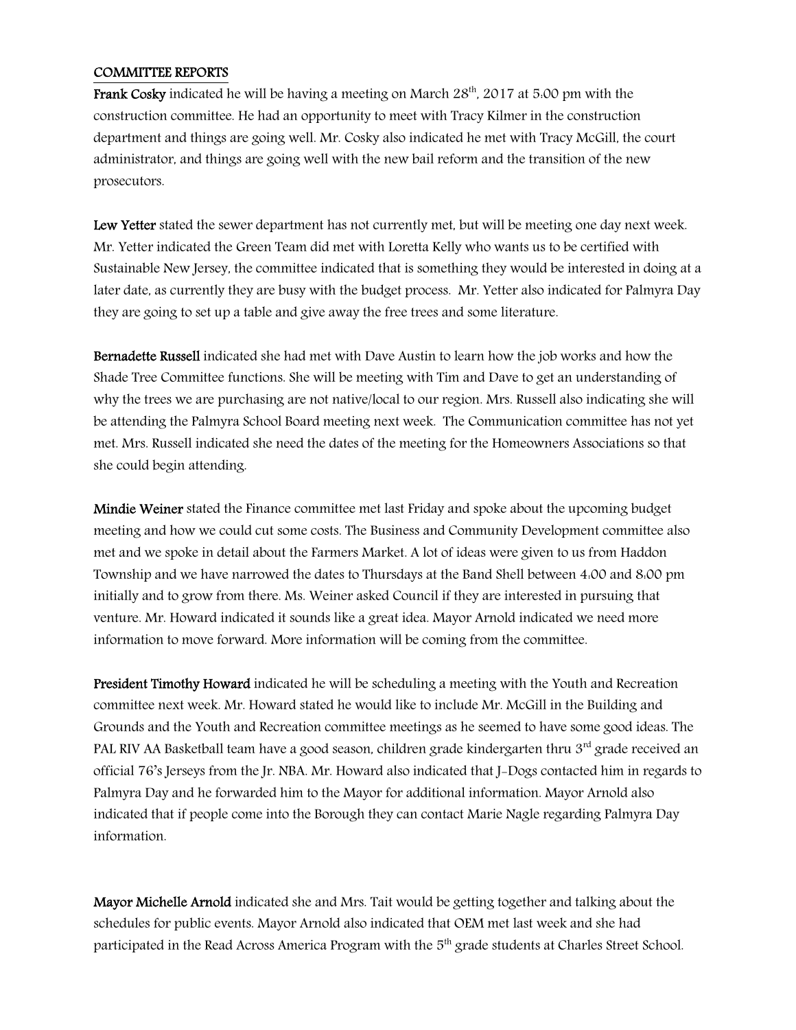## COMMITTEE REPORTS

**Frank Cosky** indicated he will be having a meeting on March 28th, 2017 at 5:00 pm with the construction committee. He had an opportunity to meet with Tracy Kilmer in the construction department and things are going well. Mr. Cosky also indicated he met with Tracy McGill, the court administrator, and things are going well with the new bail reform and the transition of the new prosecutors.

**Lew Yetter** stated the sewer department has not currently met, but will be meeting one day next week. Mr. Yetter indicated the Green Team did met with Loretta Kelly who wants us to be certified with Sustainable New Jersey, the committee indicated that is something they would be interested in doing at a later date, as currently they are busy with the budget process. Mr. Yetter also indicated for Palmyra Day they are going to set up a table and give away the free trees and some literature.

**Bernadette Russell** indicated she had met with Dave Austin to learn how the job works and how the Shade Tree Committee functions. She will be meeting with Tim and Dave to get an understanding of why the trees we are purchasing are not native/local to our region. Mrs. Russell also indicating she will be attending the Palmyra School Board meeting next week. The Communication committee has not yet met. Mrs. Russell indicated she need the dates of the meeting for the Homeowners Associations so that she could begin attending.

**Mindie Weiner** stated the Finance committee met last Friday and spoke about the upcoming budget meeting and how we could cut some costs. The Business and Community Development committee also met and we spoke in detail about the Farmers Market. A lot of ideas were given to us from Haddon Township and we have narrowed the dates to Thursdays at the Band Shell between 4:00 and 8:00 pm initially and to grow from there. Ms. Weiner asked Council if they are interested in pursuing that venture. Mr. Howard indicated it sounds like a great idea. Mayor Arnold indicated we need more information to move forward. More information will be coming from the committee.

**President Timothy Howard** indicated he will be scheduling a meeting with the Youth and Recreation committee next week. Mr. Howard stated he would like to include Mr. McGill in the Building and Grounds and the Youth and Recreation committee meetings as he seemed to have some good ideas. The PAL RIV AA Basketball team have a good season, children grade kindergarten thru 3rd grade received an official 76's Jerseys from the Jr. NBA. Mr. Howard also indicated that J-Dogs contacted him in regards to Palmyra Day and he forwarded him to the Mayor for additional information. Mayor Arnold also indicated that if people come into the Borough they can contact Marie Nagle regarding Palmyra Day information.

**Mayor Michelle Arnold** indicated she and Mrs. Tait would be getting together and talking about the schedules for public events. Mayor Arnold also indicated that OEM met last week and she had participated in the Read Across America Program with the 5th grade students at Charles Street School.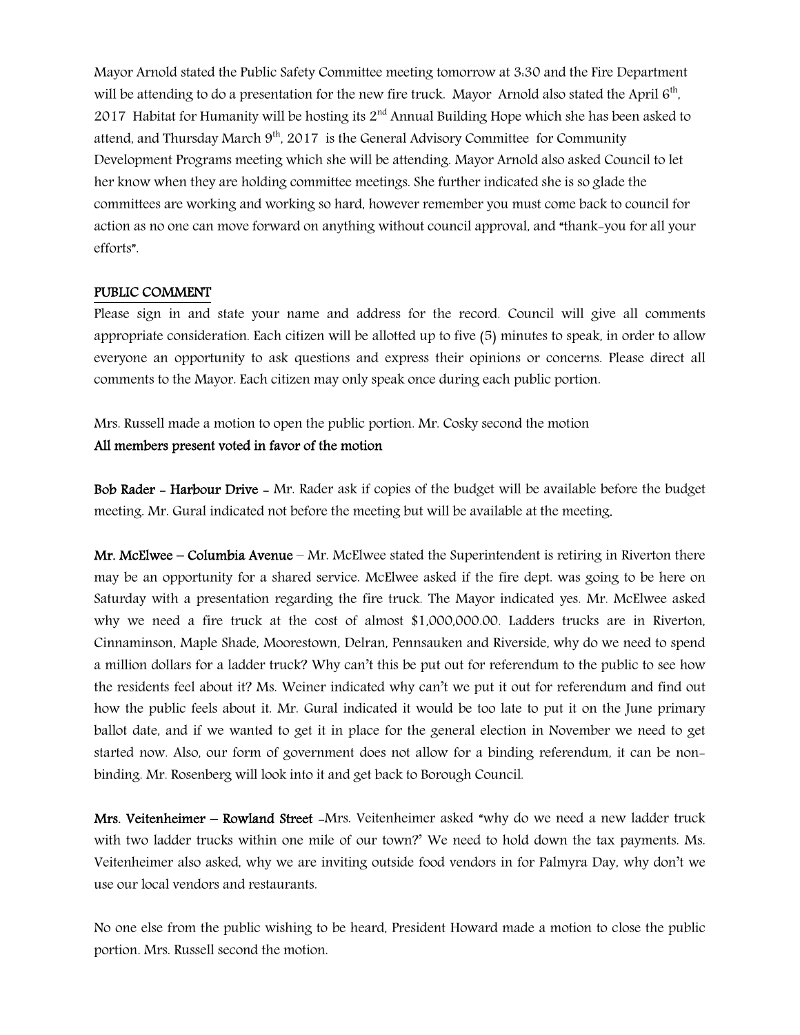Mayor Arnold stated the Public Safety Committee meeting tomorrow at 3:30 and the Fire Department will be attending to do a presentation for the new fire truck. Mayor Arnold also stated the April 6th, 2017 Habitat for Humanity will be hosting its 2nd Annual Building Hope which she has been asked to attend, and Thursday March 9th, 2017 is the General Advisory Committee for Community Development Programs meeting which she will be attending. Mayor Arnold also asked Council to let her know when they are holding committee meetings. She further indicated she is so glade the committees are working and working so hard, however remember you must come back to council for action as no one can move forward on anything without council approval, and "thank-you for all your efforts".

## PUBLIC COMMENT

Please sign in and state your name and address for the record. Council will give all comments appropriate consideration. Each citizen will be allotted up to five (5) minutes to speak, in order to allow everyone an opportunity to ask questions and express their opinions or concerns. Please direct all comments to the Mayor. Each citizen may only speak once during each public portion.

Mrs. Russell made a motion to open the public portion. Mr. Cosky second the motion
**All members present voted in favor of the motion**

**Bob Rader - Harbour Drive -** Mr. Rader ask if copies of the budget will be available before the budget meeting. Mr. Gural indicated not before the meeting but will be available at the meeting.

**Mr. McElwee – Columbia Avenue** – Mr. McElwee stated the Superintendent is retiring in Riverton there may be an opportunity for a shared service. McElwee asked if the fire dept. was going to be here on Saturday with a presentation regarding the fire truck. The Mayor indicated yes. Mr. McElwee asked why we need a fire truck at the cost of almost $1,000,000.00. Ladders trucks are in Riverton, Cinnaminson, Maple Shade, Moorestown, Delran, Pennsauken and Riverside, why do we need to spend a million dollars for a ladder truck? Why can't this be put out for referendum to the public to see how the residents feel about it? Ms. Weiner indicated why can't we put it out for referendum and find out how the public feels about it. Mr. Gural indicated it would be too late to put it on the June primary ballot date, and if we wanted to get it in place for the general election in November we need to get started now. Also, our form of government does not allow for a binding referendum, it can be non-binding. Mr. Rosenberg will look into it and get back to Borough Council.

**Mrs. Veitenheimer – Rowland Street** -Mrs. Veitenheimer asked "why do we need a new ladder truck with two ladder trucks within one mile of our town?' We need to hold down the tax payments. Ms. Veitenheimer also asked, why we are inviting outside food vendors in for Palmyra Day, why don't we use our local vendors and restaurants.

No one else from the public wishing to be heard, President Howard made a motion to close the public portion. Mrs. Russell second the motion.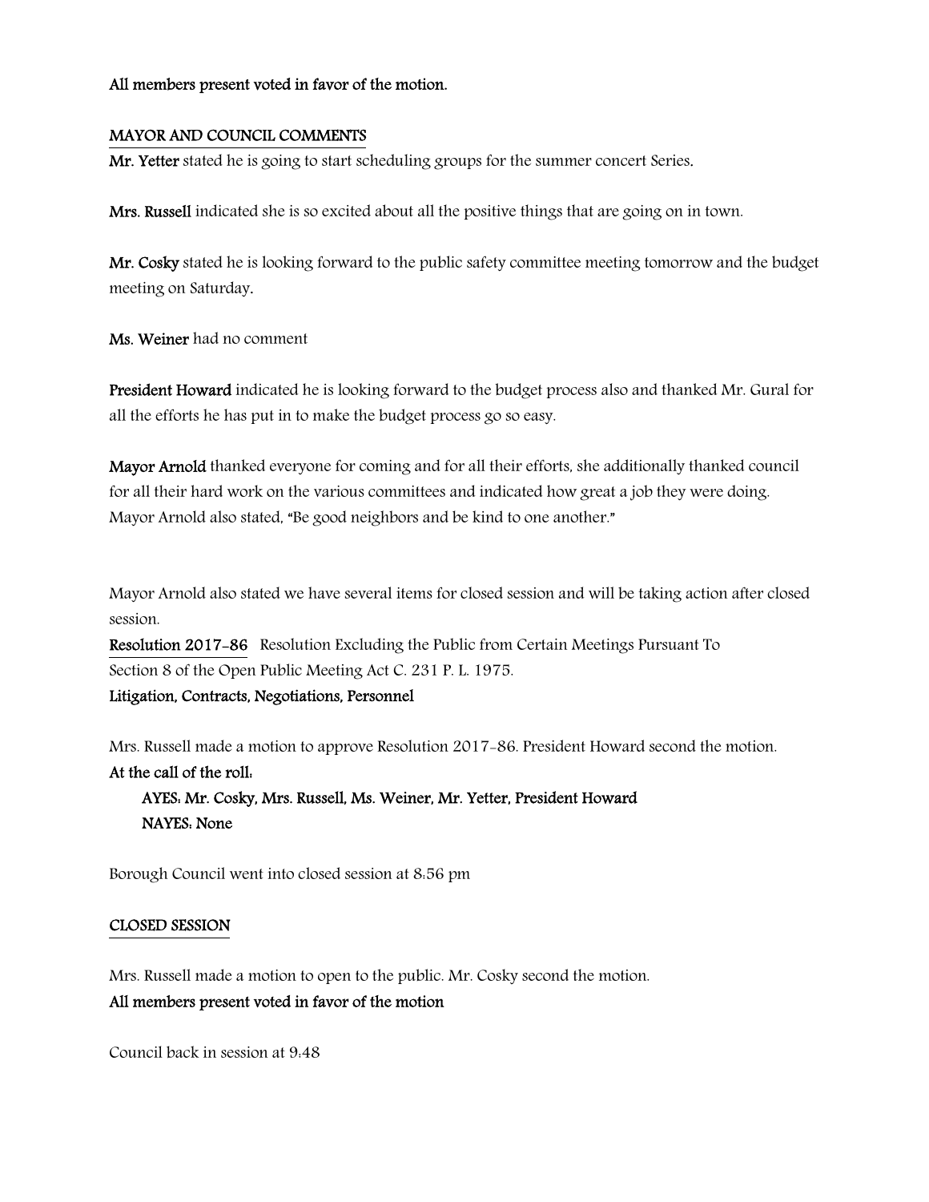**All members present voted in favor of the motion.**

## MAYOR AND COUNCIL COMMENTS

**Mr. Yetter** stated he is going to start scheduling groups for the summer concert Series.

**Mrs. Russell** indicated she is so excited about all the positive things that are going on in town.

**Mr. Cosky** stated he is looking forward to the public safety committee meeting tomorrow and the budget meeting on Saturday.

**Ms. Weiner** had no comment

**President Howard** indicated he is looking forward to the budget process also and thanked Mr. Gural for all the efforts he has put in to make the budget process go so easy.

**Mayor Arnold** thanked everyone for coming and for all their efforts, she additionally thanked council for all their hard work on the various committees and indicated how great a job they were doing. Mayor Arnold also stated, "Be good neighbors and be kind to one another."

Mayor Arnold also stated we have several items for closed session and will be taking action after closed session.

**Resolution 2017-86** Resolution Excluding the Public from Certain Meetings Pursuant To Section 8 of the Open Public Meeting Act C. 231 P. L. 1975.

**Litigation, Contracts, Negotiations, Personnel**

Mrs. Russell made a motion to approve Resolution 2017-86. President Howard second the motion.

**At the call of the roll:**

**AYES: Mr. Cosky, Mrs. Russell, Ms. Weiner, Mr. Yetter, President Howard**
**NAYES: None**

Borough Council went into closed session at 8:56 pm

## CLOSED SESSION

Mrs. Russell made a motion to open to the public. Mr. Cosky second the motion.

**All members present voted in favor of the motion**

Council back in session at 9:48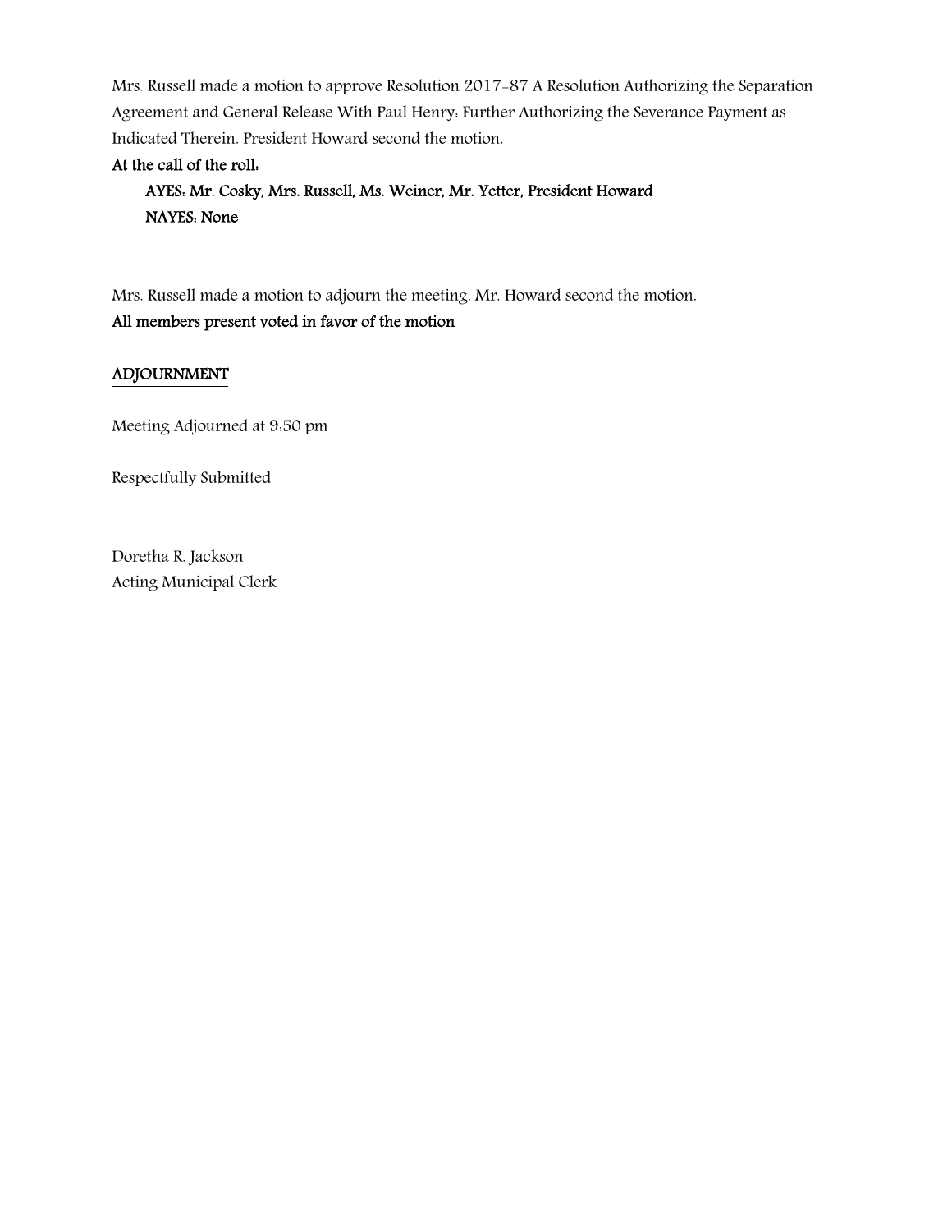Mrs. Russell made a motion to approve Resolution 2017-87 A Resolution Authorizing the Separation Agreement and General Release With Paul Henry: Further Authorizing the Severance Payment as Indicated Therein. President Howard second the motion.

**At the call of the roll:**

**AYES: Mr. Cosky, Mrs. Russell, Ms. Weiner, Mr. Yetter, President Howard**

**NAYES: None**

Mrs. Russell made a motion to adjourn the meeting. Mr. Howard second the motion.

**All members present voted in favor of the motion**

**ADJOURNMENT**

Meeting Adjourned at 9:50 pm

Respectfully Submitted

Doretha R. Jackson
Acting Municipal Clerk